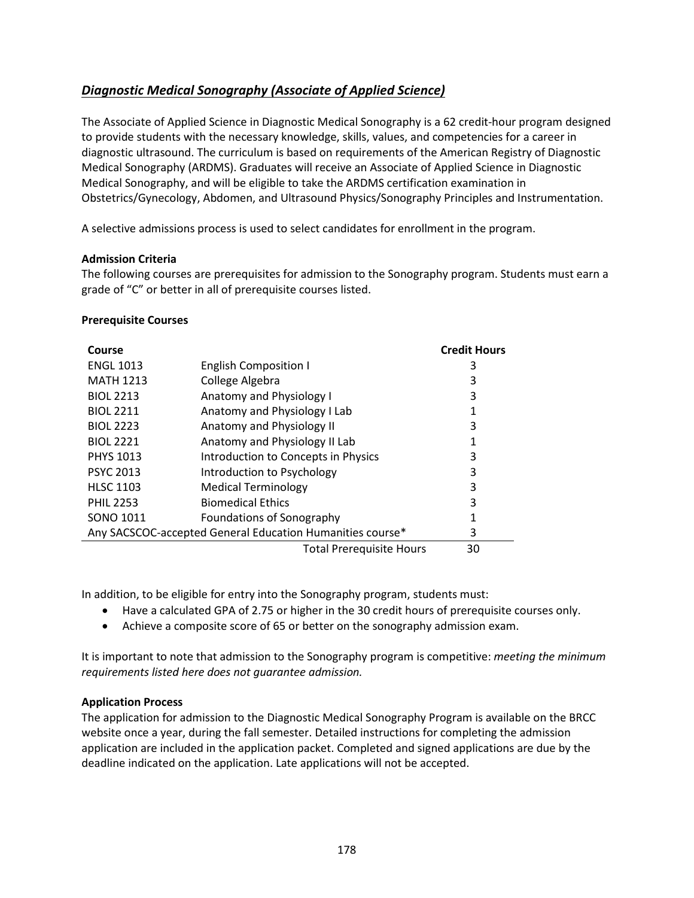## ***Diagnostic Medical Sonography (Associate of Applied Science)***

The Associate of Applied Science in Diagnostic Medical Sonography is a 62 credit-hour program designed to provide students with the necessary knowledge, skills, values, and competencies for a career in diagnostic ultrasound. The curriculum is based on requirements of the American Registry of Diagnostic Medical Sonography (ARDMS). Graduates will receive an Associate of Applied Science in Diagnostic Medical Sonography, and will be eligible to take the ARDMS certification examination in Obstetrics/Gynecology, Abdomen, and Ultrasound Physics/Sonography Principles and Instrumentation.

A selective admissions process is used to select candidates for enrollment in the program.

**Admission Criteria**

The following courses are prerequisites for admission to the Sonography program. Students must earn a grade of "C" or better in all of prerequisite courses listed.

**Prerequisite Courses**

| Course | | Credit Hours |
|---|---|---|
| ENGL 1013 | English Composition I | 3 |
| MATH 1213 | College Algebra | 3 |
| BIOL 2213 | Anatomy and Physiology I | 3 |
| BIOL 2211 | Anatomy and Physiology I Lab | 1 |
| BIOL 2223 | Anatomy and Physiology II | 3 |
| BIOL 2221 | Anatomy and Physiology II Lab | 1 |
| PHYS 1013 | Introduction to Concepts in Physics | 3 |
| PSYC 2013 | Introduction to Psychology | 3 |
| HLSC 1103 | Medical Terminology | 3 |
| PHIL 2253 | Biomedical Ethics | 3 |
| SONO 1011 | Foundations of Sonography | 1 |
| Any SACSCOC-accepted General Education Humanities course* | | 3 |
| | Total Prerequisite Hours | 30 |

In addition, to be eligible for entry into the Sonography program, students must:

- Have a calculated GPA of 2.75 or higher in the 30 credit hours of prerequisite courses only.
- Achieve a composite score of 65 or better on the sonography admission exam.

It is important to note that admission to the Sonography program is competitive: *meeting the minimum requirements listed here does not guarantee admission.*

**Application Process**

The application for admission to the Diagnostic Medical Sonography Program is available on the BRCC website once a year, during the fall semester. Detailed instructions for completing the admission application are included in the application packet. Completed and signed applications are due by the deadline indicated on the application. Late applications will not be accepted.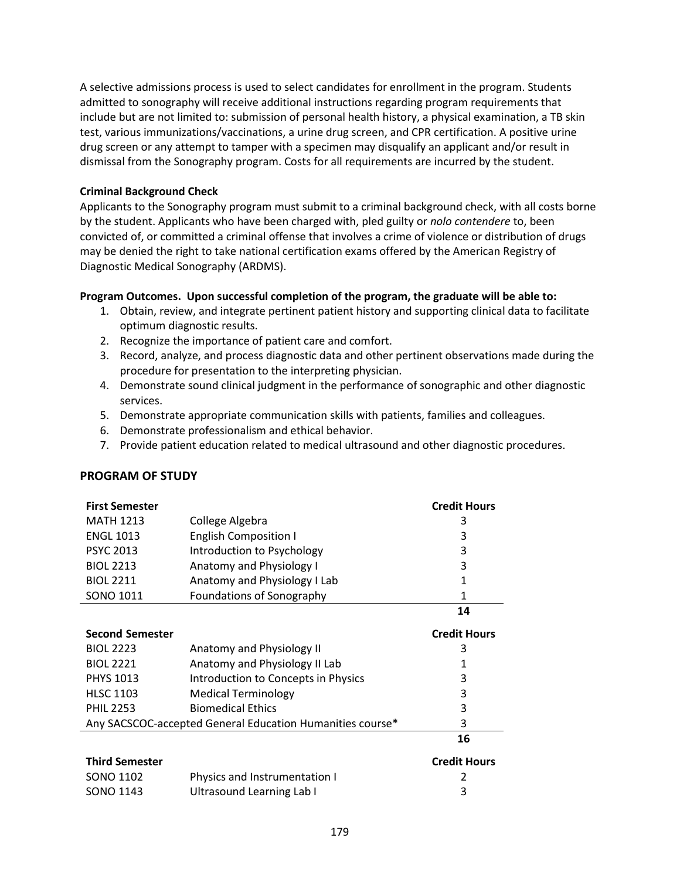A selective admissions process is used to select candidates for enrollment in the program. Students admitted to sonography will receive additional instructions regarding program requirements that include but are not limited to: submission of personal health history, a physical examination, a TB skin test, various immunizations/vaccinations, a urine drug screen, and CPR certification. A positive urine drug screen or any attempt to tamper with a specimen may disqualify an applicant and/or result in dismissal from the Sonography program. Costs for all requirements are incurred by the student.

**Criminal Background Check**

Applicants to the Sonography program must submit to a criminal background check, with all costs borne by the student. Applicants who have been charged with, pled guilty or *nolo contendere* to, been convicted of, or committed a criminal offense that involves a crime of violence or distribution of drugs may be denied the right to take national certification exams offered by the American Registry of Diagnostic Medical Sonography (ARDMS).

**Program Outcomes. Upon successful completion of the program, the graduate will be able to:**

1. Obtain, review, and integrate pertinent patient history and supporting clinical data to facilitate optimum diagnostic results.
2. Recognize the importance of patient care and comfort.
3. Record, analyze, and process diagnostic data and other pertinent observations made during the procedure for presentation to the interpreting physician.
4. Demonstrate sound clinical judgment in the performance of sonographic and other diagnostic services.
5. Demonstrate appropriate communication skills with patients, families and colleagues.
6. Demonstrate professionalism and ethical behavior.
7. Provide patient education related to medical ultrasound and other diagnostic procedures.

## PROGRAM OF STUDY

| **First Semester** | | **Credit Hours** |
|---|---|---|
| MATH 1213 | College Algebra | 3 |
| ENGL 1013 | English Composition I | 3 |
| PSYC 2013 | Introduction to Psychology | 3 |
| BIOL 2213 | Anatomy and Physiology I | 3 |
| BIOL 2211 | Anatomy and Physiology I Lab | 1 |
| SONO 1011 | Foundations of Sonography | 1 |
| | | **14** |

| **Second Semester** | | **Credit Hours** |
|---|---|---|
| BIOL 2223 | Anatomy and Physiology II | 3 |
| BIOL 2221 | Anatomy and Physiology II Lab | 1 |
| PHYS 1013 | Introduction to Concepts in Physics | 3 |
| HLSC 1103 | Medical Terminology | 3 |
| PHIL 2253 | Biomedical Ethics | 3 |
| Any SACSCOC-accepted General Education Humanities course* | | 3 |
| | | **16** |

| **Third Semester** | | **Credit Hours** |
|---|---|---|
| SONO 1102 | Physics and Instrumentation I | 2 |
| SONO 1143 | Ultrasound Learning Lab I | 3 |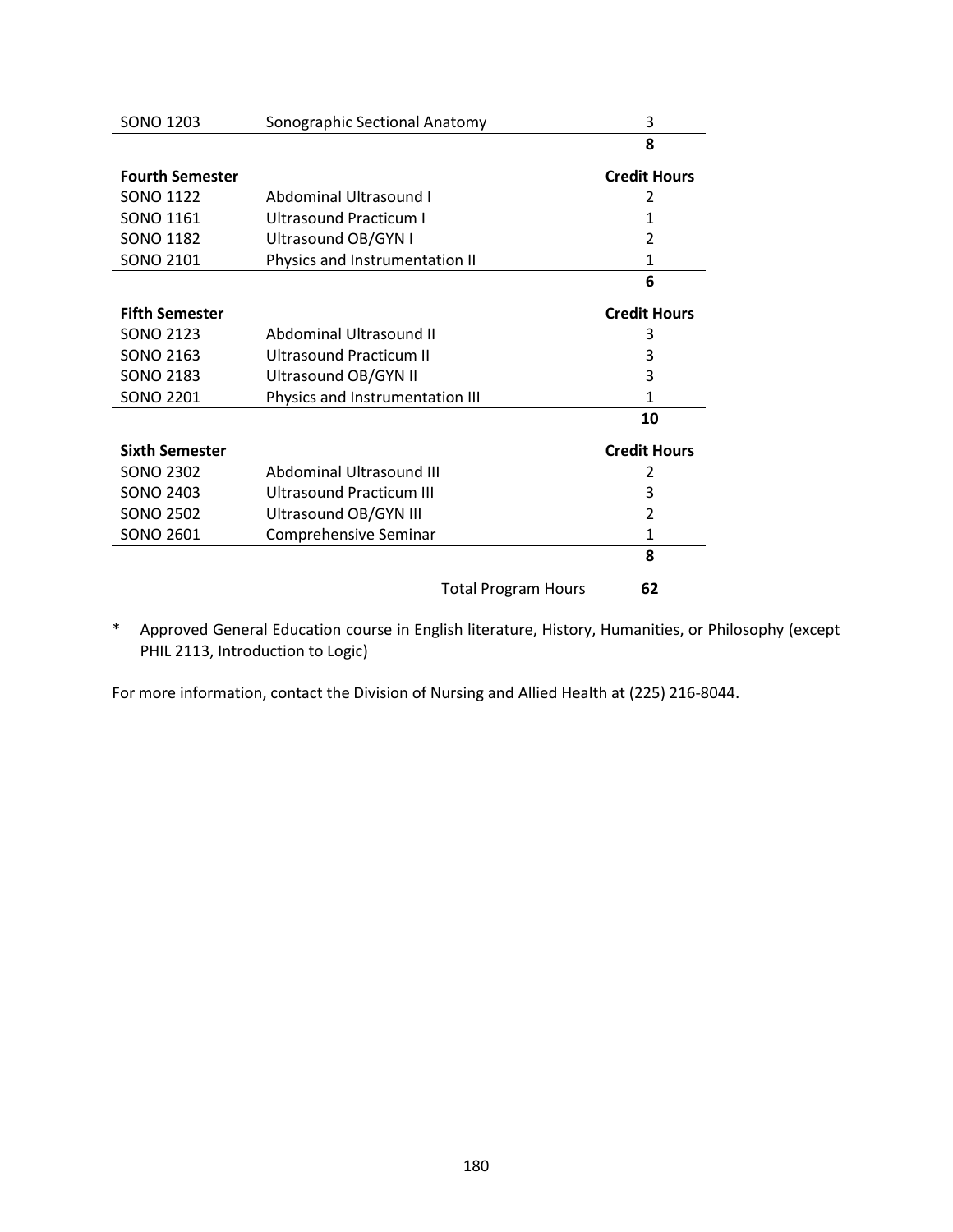| | | |
|---|---|---|
| SONO 1203 | Sonographic Sectional Anatomy | 3 |
| | | **8** |
| **Fourth Semester** | | **Credit Hours** |
| SONO 1122 | Abdominal Ultrasound I | 2 |
| SONO 1161 | Ultrasound Practicum I | 1 |
| SONO 1182 | Ultrasound OB/GYN I | 2 |
| SONO 2101 | Physics and Instrumentation II | 1 |
| | | **6** |
| **Fifth Semester** | | **Credit Hours** |
| SONO 2123 | Abdominal Ultrasound II | 3 |
| SONO 2163 | Ultrasound Practicum II | 3 |
| SONO 2183 | Ultrasound OB/GYN II | 3 |
| SONO 2201 | Physics and Instrumentation III | 1 |
| | | **10** |
| **Sixth Semester** | | **Credit Hours** |
| SONO 2302 | Abdominal Ultrasound III | 2 |
| SONO 2403 | Ultrasound Practicum III | 3 |
| SONO 2502 | Ultrasound OB/GYN III | 2 |
| SONO 2601 | Comprehensive Seminar | 1 |
| | | **8** |
| | Total Program Hours | **62** |

\* Approved General Education course in English literature, History, Humanities, or Philosophy (except PHIL 2113, Introduction to Logic)

For more information, contact the Division of Nursing and Allied Health at (225) 216-8044.